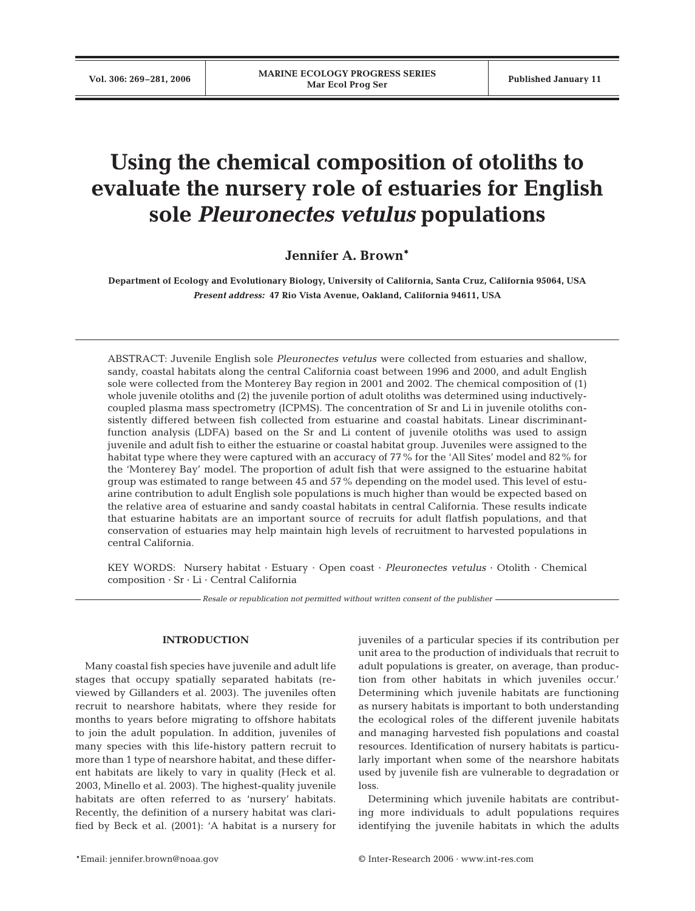# Using the chemical composition of otoliths to evaluate the nursery role of estuaries for English sole *Pleuronectes vetulus* populations

**Jennifer A. Brown***

**Department of Ecology and Evolutionary Biology, University of California, Santa Cruz, California 95064, USA**
***Present address:*** **47 Rio Vista Avenue, Oakland, California 94611, USA**

ABSTRACT: Juvenile English sole *Pleuronectes vetulus* were collected from estuaries and shallow, sandy, coastal habitats along the central California coast between 1996 and 2000, and adult English sole were collected from the Monterey Bay region in 2001 and 2002. The chemical composition of (1) whole juvenile otoliths and (2) the juvenile portion of adult otoliths was determined using inductively-coupled plasma mass spectrometry (ICPMS). The concentration of Sr and Li in juvenile otoliths consistently differed between fish collected from estuarine and coastal habitats. Linear discriminant-function analysis (LDFA) based on the Sr and Li content of juvenile otoliths was used to assign juvenile and adult fish to either the estuarine or coastal habitat group. Juveniles were assigned to the habitat type where they were captured with an accuracy of 77% for the 'All Sites' model and 82% for the 'Monterey Bay' model. The proportion of adult fish that were assigned to the estuarine habitat group was estimated to range between 45 and 57% depending on the model used. This level of estuarine contribution to adult English sole populations is much higher than would be expected based on the relative area of estuarine and sandy coastal habitats in central California. These results indicate that estuarine habitats are an important source of recruits for adult flatfish populations, and that conservation of estuaries may help maintain high levels of recruitment to harvested populations in central California.

KEY WORDS: Nursery habitat · Estuary · Open coast · *Pleuronectes vetulus* · Otolith · Chemical composition · Sr · Li · Central California

*Resale or republication not permitted without written consent of the publisher*

## INTRODUCTION

Many coastal fish species have juvenile and adult life stages that occupy spatially separated habitats (reviewed by Gillanders et al. 2003). The juveniles often recruit to nearshore habitats, where they reside for months to years before migrating to offshore habitats to join the adult population. In addition, juveniles of many species with this life-history pattern recruit to more than 1 type of nearshore habitat, and these different habitats are likely to vary in quality (Heck et al. 2003, Minello et al. 2003). The highest-quality juvenile habitats are often referred to as 'nursery' habitats. Recently, the definition of a nursery habitat was clarified by Beck et al. (2001): 'A habitat is a nursery for juveniles of a particular species if its contribution per unit area to the production of individuals that recruit to adult populations is greater, on average, than production from other habitats in which juveniles occur.' Determining which juvenile habitats are functioning as nursery habitats is important to both understanding the ecological roles of the different juvenile habitats and managing harvested fish populations and coastal resources. Identification of nursery habitats is particularly important when some of the nearshore habitats used by juvenile fish are vulnerable to degradation or loss.

Determining which juvenile habitats are contributing more individuals to adult populations requires identifying the juvenile habitats in which the adults

*Email: jennifer.brown@noaa.gov

© Inter-Research 2006 · www.int-res.com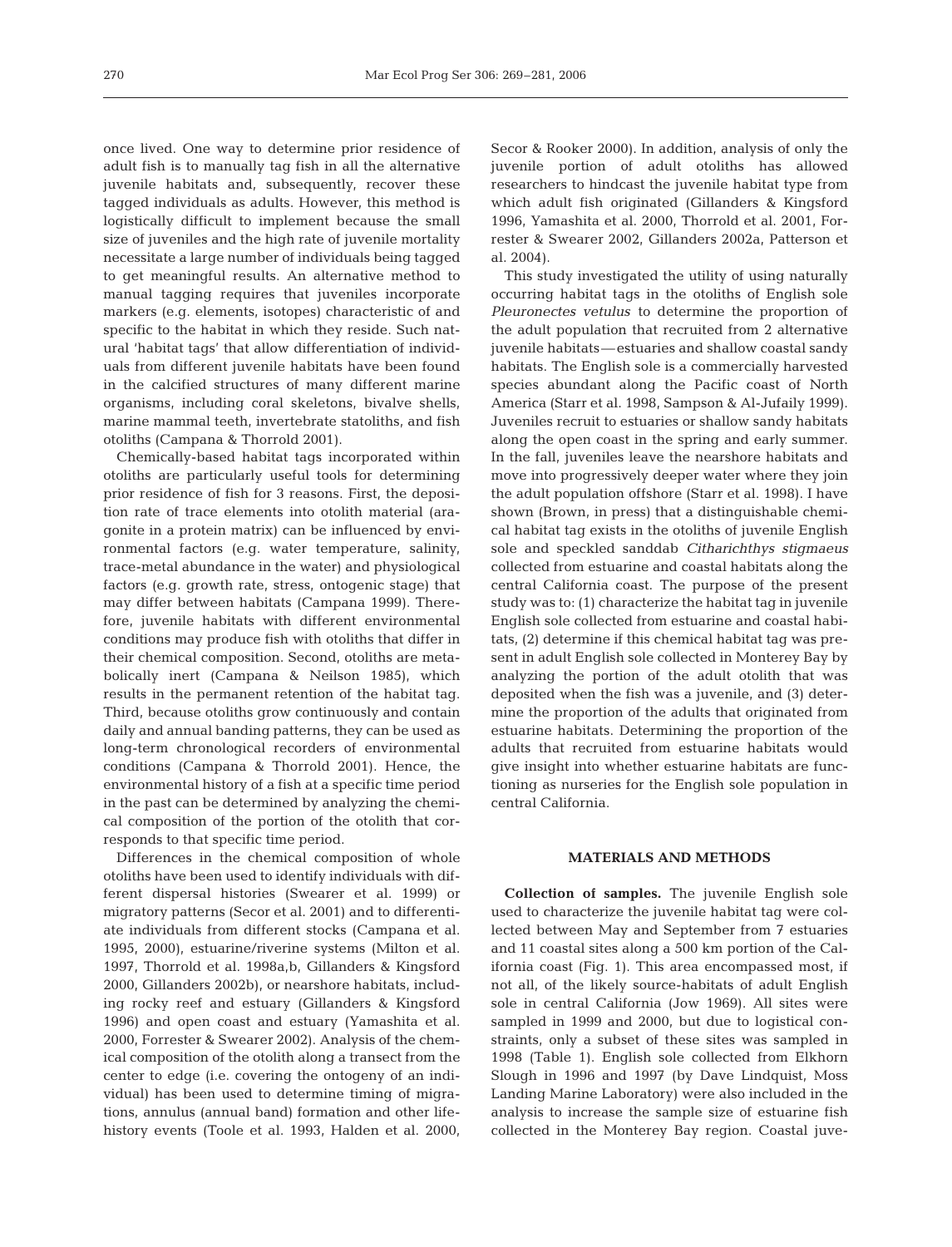once lived. One way to determine prior residence of adult fish is to manually tag fish in all the alternative juvenile habitats and, subsequently, recover these tagged individuals as adults. However, this method is logistically difficult to implement because the small size of juveniles and the high rate of juvenile mortality necessitate a large number of individuals being tagged to get meaningful results. An alternative method to manual tagging requires that juveniles incorporate markers (e.g. elements, isotopes) characteristic of and specific to the habitat in which they reside. Such natural 'habitat tags' that allow differentiation of individuals from different juvenile habitats have been found in the calcified structures of many different marine organisms, including coral skeletons, bivalve shells, marine mammal teeth, invertebrate statoliths, and fish otoliths (Campana & Thorrold 2001).

Chemically-based habitat tags incorporated within otoliths are particularly useful tools for determining prior residence of fish for 3 reasons. First, the deposition rate of trace elements into otolith material (aragonite in a protein matrix) can be influenced by environmental factors (e.g. water temperature, salinity, trace-metal abundance in the water) and physiological factors (e.g. growth rate, stress, ontogenic stage) that may differ between habitats (Campana 1999). Therefore, juvenile habitats with different environmental conditions may produce fish with otoliths that differ in their chemical composition. Second, otoliths are metabolically inert (Campana & Neilson 1985), which results in the permanent retention of the habitat tag. Third, because otoliths grow continuously and contain daily and annual banding patterns, they can be used as long-term chronological recorders of environmental conditions (Campana & Thorrold 2001). Hence, the environmental history of a fish at a specific time period in the past can be determined by analyzing the chemical composition of the portion of the otolith that corresponds to that specific time period.

Differences in the chemical composition of whole otoliths have been used to identify individuals with different dispersal histories (Swearer et al. 1999) or migratory patterns (Secor et al. 2001) and to differentiate individuals from different stocks (Campana et al. 1995, 2000), estuarine/riverine systems (Milton et al. 1997, Thorrold et al. 1998a,b, Gillanders & Kingsford 2000, Gillanders 2002b), or nearshore habitats, including rocky reef and estuary (Gillanders & Kingsford 1996) and open coast and estuary (Yamashita et al. 2000, Forrester & Swearer 2002). Analysis of the chemical composition of the otolith along a transect from the center to edge (i.e. covering the ontogeny of an individual) has been used to determine timing of migrations, annulus (annual band) formation and other life-history events (Toole et al. 1993, Halden et al. 2000, Secor & Rooker 2000). In addition, analysis of only the juvenile portion of adult otoliths has allowed researchers to hindcast the juvenile habitat type from which adult fish originated (Gillanders & Kingsford 1996, Yamashita et al. 2000, Thorrold et al. 2001, Forrester & Swearer 2002, Gillanders 2002a, Patterson et al. 2004).

This study investigated the utility of using naturally occurring habitat tags in the otoliths of English sole *Pleuronectes vetulus* to determine the proportion of the adult population that recruited from 2 alternative juvenile habitats — estuaries and shallow coastal sandy habitats. The English sole is a commercially harvested species abundant along the Pacific coast of North America (Starr et al. 1998, Sampson & Al-Jufaily 1999). Juveniles recruit to estuaries or shallow sandy habitats along the open coast in the spring and early summer. In the fall, juveniles leave the nearshore habitats and move into progressively deeper water where they join the adult population offshore (Starr et al. 1998). I have shown (Brown, in press) that a distinguishable chemical habitat tag exists in the otoliths of juvenile English sole and speckled sanddab *Citharichthys stigmaeus* collected from estuarine and coastal habitats along the central California coast. The purpose of the present study was to: (1) characterize the habitat tag in juvenile English sole collected from estuarine and coastal habitats, (2) determine if this chemical habitat tag was present in adult English sole collected in Monterey Bay by analyzing the portion of the adult otolith that was deposited when the fish was a juvenile, and (3) determine the proportion of the adults that originated from estuarine habitats. Determining the proportion of the adults that recruited from estuarine habitats would give insight into whether estuarine habitats are functioning as nurseries for the English sole population in central California.

## MATERIALS AND METHODS

**Collection of samples.** The juvenile English sole used to characterize the juvenile habitat tag were collected between May and September from 7 estuaries and 11 coastal sites along a 500 km portion of the California coast (Fig. 1). This area encompassed most, if not all, of the likely source-habitats of adult English sole in central California (Jow 1969). All sites were sampled in 1999 and 2000, but due to logistical constraints, only a subset of these sites was sampled in 1998 (Table 1). English sole collected from Elkhorn Slough in 1996 and 1997 (by Dave Lindquist, Moss Landing Marine Laboratory) were also included in the analysis to increase the sample size of estuarine fish collected in the Monterey Bay region. Coastal juve-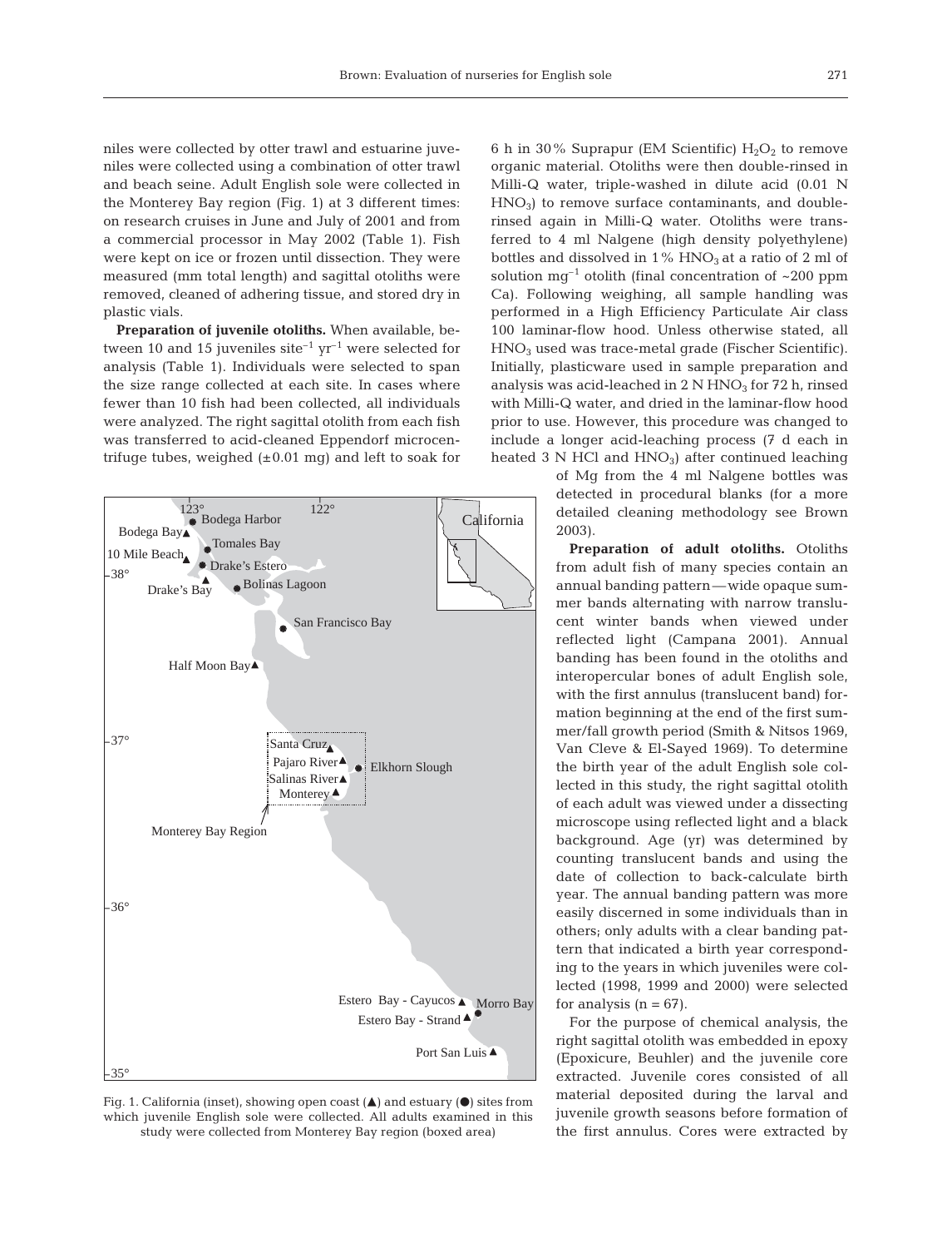niles were collected by otter trawl and estuarine juveniles were collected using a combination of otter trawl and beach seine. Adult English sole were collected in the Monterey Bay region (Fig. 1) at 3 different times: on research cruises in June and July of 2001 and from a commercial processor in May 2002 (Table 1). Fish were kept on ice or frozen until dissection. They were measured (mm total length) and sagittal otoliths were removed, cleaned of adhering tissue, and stored dry in plastic vials.

**Preparation of juvenile otoliths.** When available, between 10 and 15 juveniles site$^{-1}$ yr$^{-1}$ were selected for analysis (Table 1). Individuals were selected to span the size range collected at each site. In cases where fewer than 10 fish had been collected, all individuals were analyzed. The right sagittal otolith from each fish was transferred to acid-cleaned Eppendorf microcentrifuge tubes, weighed (±0.01 mg) and left to soak for 6 h in 30% Suprapur (EM Scientific) $H_2O_2$ to remove organic material. Otoliths were then double-rinsed in Milli-Q water, triple-washed in dilute acid (0.01 N $HNO_3$) to remove surface contaminants, and double-rinsed again in Milli-Q water. Otoliths were transferred to 4 ml Nalgene (high density polyethylene) bottles and dissolved in 1% $HNO_3$ at a ratio of 2 ml of solution mg$^{-1}$ otolith (final concentration of ~200 ppm Ca). Following weighing, all sample handling was performed in a High Efficiency Particulate Air class 100 laminar-flow hood. Unless otherwise stated, all $HNO_3$ used was trace-metal grade (Fischer Scientific). Initially, plasticware used in sample preparation and analysis was acid-leached in 2 N $HNO_3$ for 72 h, rinsed with Milli-Q water, and dried in the laminar-flow hood prior to use. However, this procedure was changed to include a longer acid-leaching process (7 d each in heated 3 N HCl and $HNO_3$) after continued leaching of Mg from the 4 ml Nalgene bottles was detected in procedural blanks (for a more detailed cleaning methodology see Brown 2003).

Fig. 1. California (inset), showing open coast (▲) and estuary (●) sites from which juvenile English sole were collected. All adults examined in this study were collected from Monterey Bay region (boxed area)

**Preparation of adult otoliths.** Otoliths from adult fish of many species contain an annual banding pattern—wide opaque summer bands alternating with narrow translucent winter bands when viewed under reflected light (Campana 2001). Annual banding has been found in the otoliths and interopercular bones of adult English sole, with the first annulus (translucent band) formation beginning at the end of the first summer/fall growth period (Smith & Nitsos 1969, Van Cleve & El-Sayed 1969). To determine the birth year of the adult English sole collected in this study, the right sagittal otolith of each adult was viewed under a dissecting microscope using reflected light and a black background. Age (yr) was determined by counting translucent bands and using the date of collection to back-calculate birth year. The annual banding pattern was more easily discerned in some individuals than in others; only adults with a clear banding pattern that indicated a birth year corresponding to the years in which juveniles were collected (1998, 1999 and 2000) were selected for analysis (n = 67).

For the purpose of chemical analysis, the right sagittal otolith was embedded in epoxy (Epoxicure, Beuhler) and the juvenile core extracted. Juvenile cores consisted of all material deposited during the larval and juvenile growth seasons before formation of the first annulus. Cores were extracted by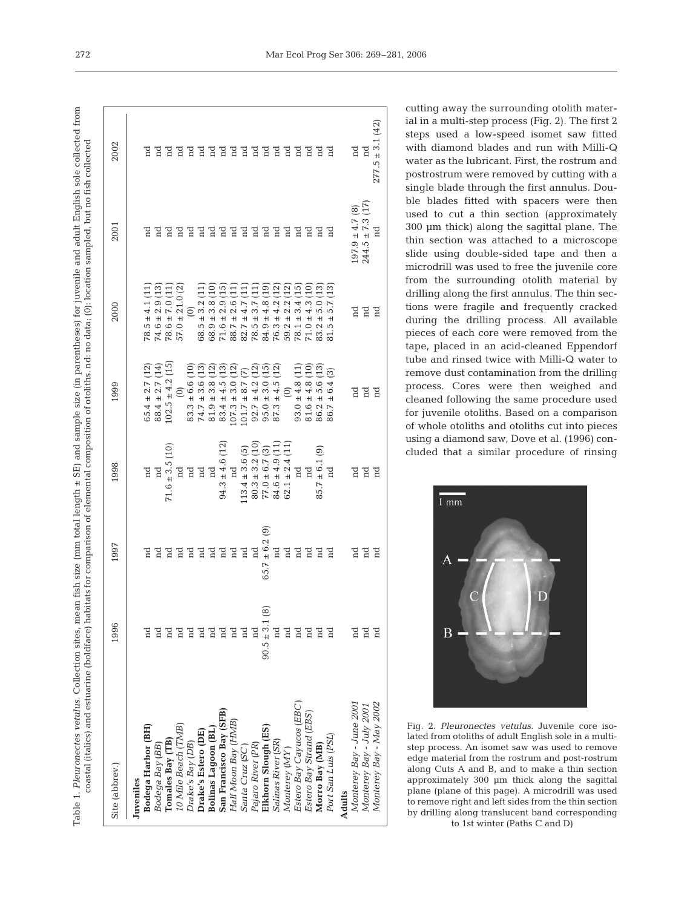Table 1. *Pleuronectes vetulus.* Collection sites, mean fish size (mm total length ± SE) and sample size (in parentheses) for juvenile and adult English sole collected from coastal (italics) and estuarine (boldface) habitats for comparison of elemental composition of otoliths. nd: no data; (0): location sampled, but no fish collected

| Site (abbrev.) | 1996 | 1997 | 1998 | 1999 | 2000 | 2001 | 2002 |
|---|---|---|---|---|---|---|---|
| **Juveniles** | | | | | | | |
| **Bodega Harbor (BH)** | nd | nd | nd | 65.4 ± 2.7 (12) | 78.5 ± 4.1 (11) | nd | nd |
| *Bodega Bay (BB)* | nd | nd | nd | 88.4 ± 2.7 (14) | 74.6 ± 2.9 (13) | nd | nd |
| **Tomales Bay (TB)** | nd | nd | 71.6 ± 3.5 (10) | 102.5 ± 4.2 (15) | 78.6 ± 7.0 (11) | nd | nd |
| *10 Mile Beach (TMB)* | nd | nd | nd | (0) | 57.0 ± 21.0 (2) | nd | nd |
| *Drake's Bay (DB)* | nd | nd | nd | 83.3 ± 6.6 (10) | (0) | nd | nd |
| **Drake's Estero (DE)** | nd | nd | nd | 74.7 ± 3.6 (13) | 68.5 ± 3.2 (11) | nd | nd |
| **Bolinas Lagoon (BL)** | nd | nd | nd | 81.9 ± 3.8 (12) | 68.9 ± 3.8 (10) | nd | nd |
| **San Francisco Bay (SFB)** | nd | nd | 94.3 ± 4.6 (12) | 83.4 ± 4.5 (13) | 71.6 ± 2.9 (15) | nd | nd |
| *Half Moon Bay (HMB)* | nd | nd | nd | 107.3 ± 3.0 (12) | 88.7 ± 2.6 (11) | nd | nd |
| *Santa Cruz (SC)* | nd | nd | 113.4 ± 3.6 (5) | 101.7 ± 8.7 (7) | 82.7 ± 4.7 (11) | nd | nd |
| *Pajaro River (PR)* | nd | nd | 80.3 ± 3.2 (10) | 92.7 ± 4.2 (12) | 78.5 ± 3.7 (11) | nd | nd |
| **Elkhorn Slough (ES)** | 90.5 ± 3.1 (8) | 65.7 ± 6.2 (9) | 77.0 ± 6.7 (3) | 95.0 ± 3.0 (15) | 84.9 ± 4.8 (19) | nd | nd |
| *Salinas River (SR)* | nd | nd | 84.6 ± 4.9 (11) | 87.3 ± 4.5 (12) | 76.3 ± 4.2 (12) | nd | nd |
| *Monterey (MY)* | nd | nd | 62.1 ± 2.4 (11) | (0) | 59.2 ± 2.2 (12) | nd | nd |
| *Estero Bay Cayucos (EBC)* | nd | nd | nd | 93.0 ± 4.8 (11) | 78.1 ± 3.4 (15) | nd | nd |
| *Estero Bay Strand (EBS)* | nd | nd | nd | 81.6 ± 4.8 (10) | 71.0 ± 4.3 (10) | nd | nd |
| **Morro Bay (MB)** | nd | nd | 85.7 ± 6.1 (9) | 86.2 ± 5.6 (13) | 83.2 ± 5.0 (13) | nd | nd |
| *Port San Luis (PSL)* | nd | nd | nd | 86.7 ± 6.4 (3) | 81.5 ± 5.7 (13) | nd | nd |
| **Adults** | | | | | | | |
| *Monterey Bay - June 2001* | nd | nd | nd | nd | nd | 197.9 ± 4.7 (8) | nd |
| *Monterey Bay - July 2001* | nd | nd | nd | nd | nd | 244.5 ± 7.3 (17) | nd |
| *Monterey Bay - May 2002* | nd | nd | nd | nd | nd | nd | 277.5 ± 3.1 (42) |

cutting away the surrounding otolith material in a multi-step process (Fig. 2). The first 2 steps used a low-speed isomet saw fitted with diamond blades and run with Milli-Q water as the lubricant. First, the rostrum and postrostrum were removed by cutting with a single blade through the first annulus. Double blades fitted with spacers were then used to cut a thin section (approximately 300 µm thick) along the sagittal plane. The thin section was attached to a microscope slide using double-sided tape and then a microdrill was used to free the juvenile core from the surrounding otolith material by drilling along the first annulus. The thin sections were fragile and frequently cracked during the drilling process. All available pieces of each core were removed from the tape, placed in an acid-cleaned Eppendorf tube and rinsed twice with Milli-Q water to remove dust contamination from the drilling process. Cores were then weighed and cleaned following the same procedure used for juvenile otoliths. Based on a comparison of whole otoliths and otoliths cut into pieces using a diamond saw, Dove et al. (1996) concluded that a similar procedure of rinsing

Fig. 2. *Pleuronectes vetulus.* Juvenile core isolated from otoliths of adult English sole in a multi-step process. An isomet saw was used to remove edge material from the rostrum and post-rostrum along Cuts A and B, and to make a thin section approximately 300 µm thick along the sagittal plane (plane of this page). A microdrill was used to remove right and left sides from the thin section by drilling along translucent band corresponding to 1st winter (Paths C and D)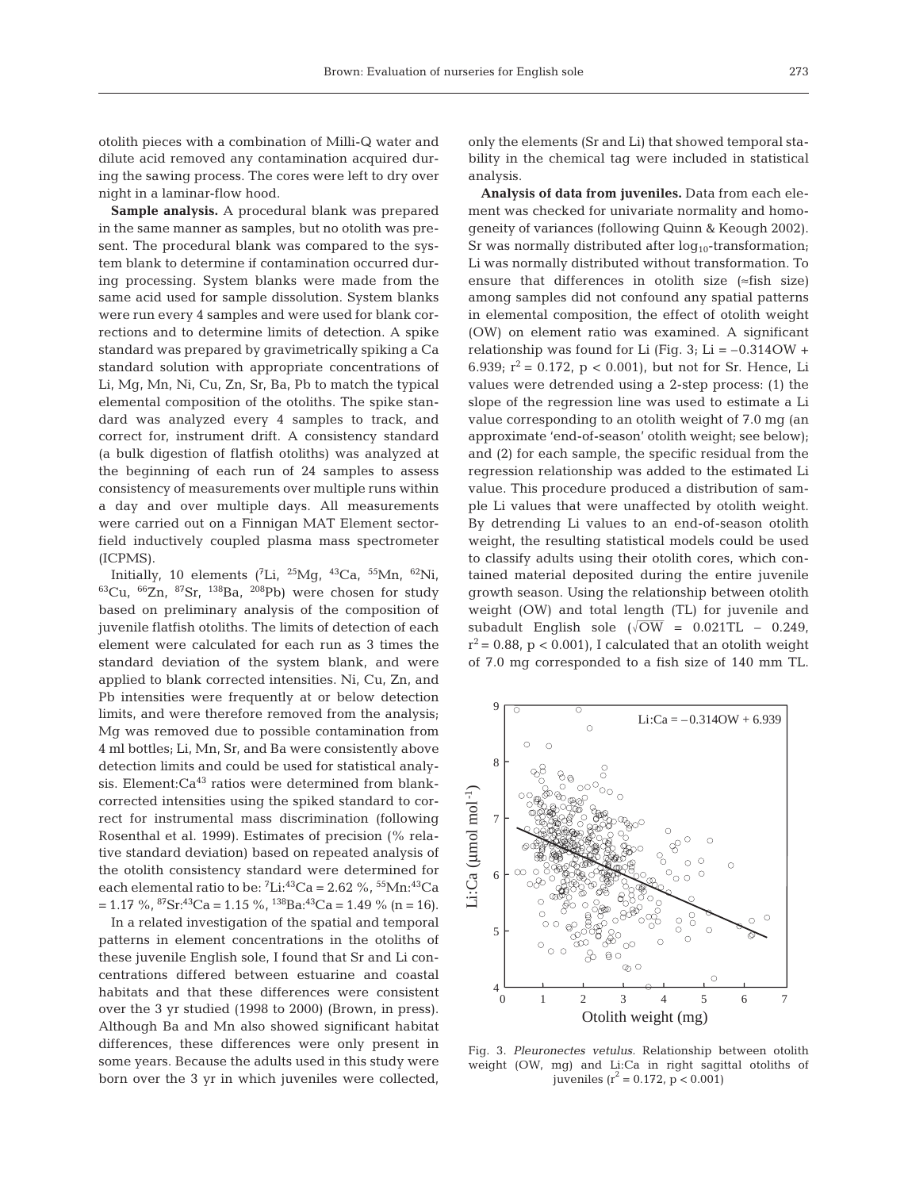otolith pieces with a combination of Milli-Q water and dilute acid removed any contamination acquired during the sawing process. The cores were left to dry over night in a laminar-flow hood.

**Sample analysis.** A procedural blank was prepared in the same manner as samples, but no otolith was present. The procedural blank was compared to the system blank to determine if contamination occurred during processing. System blanks were made from the same acid used for sample dissolution. System blanks were run every 4 samples and were used for blank corrections and to determine limits of detection. A spike standard was prepared by gravimetrically spiking a Ca standard solution with appropriate concentrations of Li, Mg, Mn, Ni, Cu, Zn, Sr, Ba, Pb to match the typical elemental composition of the otoliths. The spike standard was analyzed every 4 samples to track, and correct for, instrument drift. A consistency standard (a bulk digestion of flatfish otoliths) was analyzed at the beginning of each run of 24 samples to assess consistency of measurements over multiple runs within a day and over multiple days. All measurements were carried out on a Finnigan MAT Element sector-field inductively coupled plasma mass spectrometer (ICPMS).

Initially, 10 elements ($^{7}$Li, $^{25}$Mg, $^{43}$Ca, $^{55}$Mn, $^{62}$Ni, $^{63}$Cu, $^{66}$Zn, $^{87}$Sr, $^{138}$Ba, $^{208}$Pb) were chosen for study based on preliminary analysis of the composition of juvenile flatfish otoliths. The limits of detection of each element were calculated for each run as 3 times the standard deviation of the system blank, and were applied to blank corrected intensities. Ni, Cu, Zn, and Pb intensities were frequently at or below detection limits, and were therefore removed from the analysis; Mg was removed due to possible contamination from 4 ml bottles; Li, Mn, Sr, and Ba were consistently above detection limits and could be used for statistical analysis. Element:Ca$^{43}$ ratios were determined from blank-corrected intensities using the spiked standard to correct for instrumental mass discrimination (following Rosenthal et al. 1999). Estimates of precision (% relative standard deviation) based on repeated analysis of the otolith consistency standard were determined for each elemental ratio to be: $^{7}$Li:$^{43}$Ca = 2.62 %, $^{55}$Mn:$^{43}$Ca = 1.17 %, $^{87}$Sr:$^{43}$Ca = 1.15 %, $^{138}$Ba:$^{43}$Ca = 1.49 % (n = 16).

In a related investigation of the spatial and temporal patterns in element concentrations in the otoliths of these juvenile English sole, I found that Sr and Li concentrations differed between estuarine and coastal habitats and that these differences were consistent over the 3 yr studied (1998 to 2000) (Brown, in press). Although Ba and Mn also showed significant habitat differences, these differences were only present in some years. Because the adults used in this study were born over the 3 yr in which juveniles were collected, only the elements (Sr and Li) that showed temporal stability in the chemical tag were included in statistical analysis.

**Analysis of data from juveniles.** Data from each element was checked for univariate normality and homogeneity of variances (following Quinn & Keough 2002). Sr was normally distributed after $\log_{10}$-transformation; Li was normally distributed without transformation. To ensure that differences in otolith size (≈fish size) among samples did not confound any spatial patterns in elemental composition, the effect of otolith weight (OW) on element ratio was examined. A significant relationship was found for Li (Fig. 3; Li = –0.314OW + 6.939; $r^2 = 0.172$, $p < 0.001$), but not for Sr. Hence, Li values were detrended using a 2-step process: (1) the slope of the regression line was used to estimate a Li value corresponding to an otolith weight of 7.0 mg (an approximate 'end-of-season' otolith weight; see below); and (2) for each sample, the specific residual from the regression relationship was added to the estimated Li value. This procedure produced a distribution of sample Li values that were unaffected by otolith weight. By detrending Li values to an end-of-season otolith weight, the resulting statistical models could be used to classify adults using their otolith cores, which contained material deposited during the entire juvenile growth season. Using the relationship between otolith weight (OW) and total length (TL) for juvenile and subadult English sole ($\sqrt{\text{OW}} = 0.021\text{TL} - 0.249$, $r^2 = 0.88$, $p < 0.001$), I calculated that an otolith weight of 7.0 mg corresponded to a fish size of 140 mm TL.

Fig. 3. *Pleuronectes vetulus.* Relationship between otolith weight (OW, mg) and Li:Ca in right sagittal otoliths of juveniles ($r^2 = 0.172$, $p < 0.001$)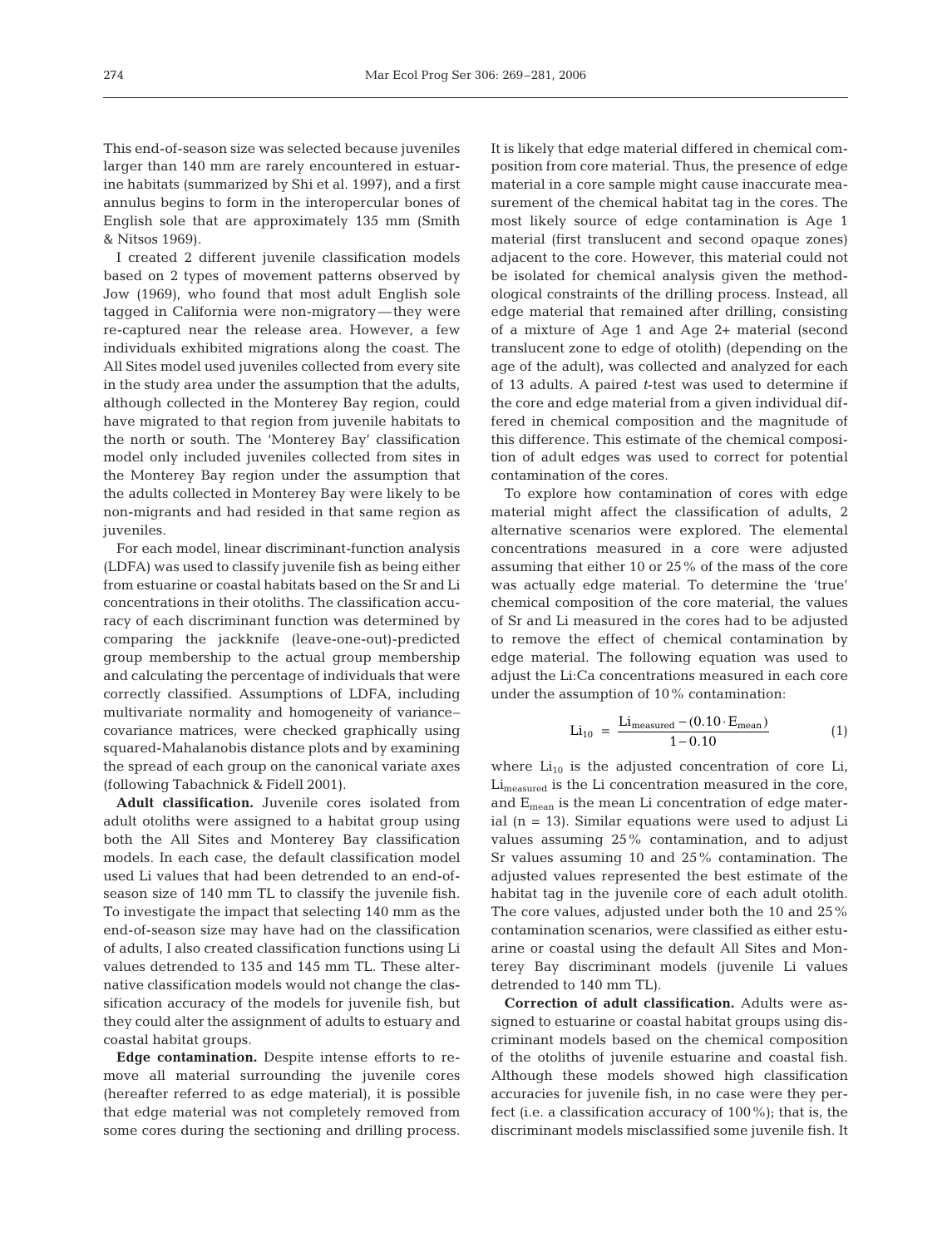This end-of-season size was selected because juveniles larger than 140 mm are rarely encountered in estuarine habitats (summarized by Shi et al. 1997), and a first annulus begins to form in the interopercular bones of English sole that are approximately 135 mm (Smith & Nitsos 1969).

I created 2 different juvenile classification models based on 2 types of movement patterns observed by Jow (1969), who found that most adult English sole tagged in California were non-migratory — they were re-captured near the release area. However, a few individuals exhibited migrations along the coast. The All Sites model used juveniles collected from every site in the study area under the assumption that the adults, although collected in the Monterey Bay region, could have migrated to that region from juvenile habitats to the north or south. The 'Monterey Bay' classification model only included juveniles collected from sites in the Monterey Bay region under the assumption that the adults collected in Monterey Bay were likely to be non-migrants and had resided in that same region as juveniles.

For each model, linear discriminant-function analysis (LDFA) was used to classify juvenile fish as being either from estuarine or coastal habitats based on the Sr and Li concentrations in their otoliths. The classification accuracy of each discriminant function was determined by comparing the jackknife (leave-one-out)-predicted group membership to the actual group membership and calculating the percentage of individuals that were correctly classified. Assumptions of LDFA, including multivariate normality and homogeneity of variance–covariance matrices, were checked graphically using squared-Mahalanobis distance plots and by examining the spread of each group on the canonical variate axes (following Tabachnick & Fidell 2001).

**Adult classification.** Juvenile cores isolated from adult otoliths were assigned to a habitat group using both the All Sites and Monterey Bay classification models. In each case, the default classification model used Li values that had been detrended to an end-of-season size of 140 mm TL to classify the juvenile fish. To investigate the impact that selecting 140 mm as the end-of-season size may have had on the classification of adults, I also created classification functions using Li values detrended to 135 and 145 mm TL. These alternative classification models would not change the classification accuracy of the models for juvenile fish, but they could alter the assignment of adults to estuary and coastal habitat groups.

**Edge contamination.** Despite intense efforts to remove all material surrounding the juvenile cores (hereafter referred to as edge material), it is possible that edge material was not completely removed from some cores during the sectioning and drilling process. It is likely that edge material differed in chemical composition from core material. Thus, the presence of edge material in a core sample might cause inaccurate measurement of the chemical habitat tag in the cores. The most likely source of edge contamination is Age 1 material (first translucent and second opaque zones) adjacent to the core. However, this material could not be isolated for chemical analysis given the methodological constraints of the drilling process. Instead, all edge material that remained after drilling, consisting of a mixture of Age 1 and Age 2+ material (second translucent zone to edge of otolith) (depending on the age of the adult), was collected and analyzed for each of 13 adults. A paired *t*-test was used to determine if the core and edge material from a given individual differed in chemical composition and the magnitude of this difference. This estimate of the chemical composition of adult edges was used to correct for potential contamination of the cores.

To explore how contamination of cores with edge material might affect the classification of adults, 2 alternative scenarios were explored. The elemental concentrations measured in a core were adjusted assuming that either 10 or 25% of the mass of the core was actually edge material. To determine the 'true' chemical composition of the core material, the values of Sr and Li measured in the cores had to be adjusted to remove the effect of chemical contamination by edge material. The following equation was used to adjust the Li:Ca concentrations measured in each core under the assumption of 10% contamination:

$$Li_{10} = \frac{Li_{measured} - (0.10 \cdot E_{mean})}{1 - 0.10} \quad (1)$$

where $Li_{10}$ is the adjusted concentration of core Li, $Li_{measured}$ is the Li concentration measured in the core, and $E_{mean}$ is the mean Li concentration of edge material ($n = 13$). Similar equations were used to adjust Li values assuming 25% contamination, and to adjust Sr values assuming 10 and 25% contamination. The adjusted values represented the best estimate of the habitat tag in the juvenile core of each adult otolith. The core values, adjusted under both the 10 and 25% contamination scenarios, were classified as either estuarine or coastal using the default All Sites and Monterey Bay discriminant models (juvenile Li values detrended to 140 mm TL).

**Correction of adult classification.** Adults were assigned to estuarine or coastal habitat groups using discriminant models based on the chemical composition of the otoliths of juvenile estuarine and coastal fish. Although these models showed high classification accuracies for juvenile fish, in no case were they perfect (i.e. a classification accuracy of 100%); that is, the discriminant models misclassified some juvenile fish. It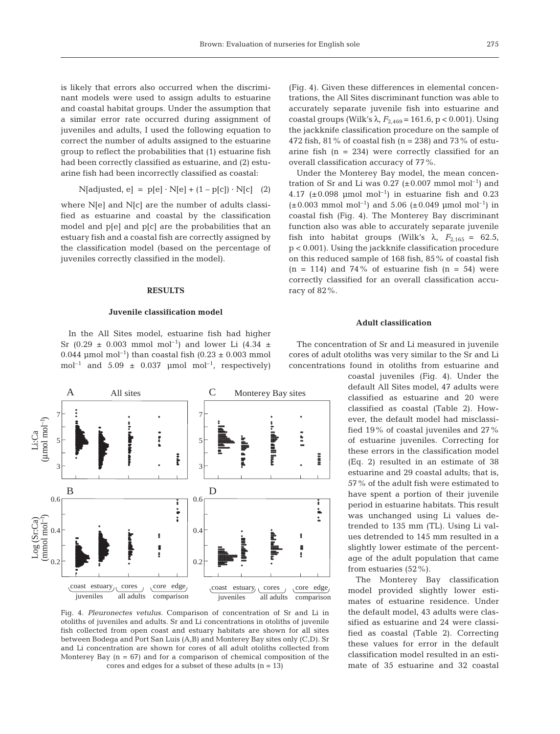is likely that errors also occurred when the discriminant models were used to assign adults to estuarine and coastal habitat groups. Under the assumption that a similar error rate occurred during assignment of juveniles and adults, I used the following equation to correct the number of adults assigned to the estuarine group to reflect the probabilities that (1) estuarine fish had been correctly classified as estuarine, and (2) estuarine fish had been incorrectly classified as coastal:

$$N[\text{adjusted, e}] = p[e] \cdot N[e] + (1 - p[c]) \cdot N[c] \quad (2)$$

where N[e] and N[c] are the number of adults classified as estuarine and coastal by the classification model and p[e] and p[c] are the probabilities that an estuary fish and a coastal fish are correctly assigned by the classification model (based on the percentage of juveniles correctly classified in the model).

## RESULTS

### Juvenile classification model

In the All Sites model, estuarine fish had higher Sr (0.29 ± 0.003 mmol $mol^{-1}$) and lower Li (4.34 ± 0.044 µmol $mol^{-1}$) than coastal fish (0.23 ± 0.003 mmol $mol^{-1}$ and 5.09 ± 0.037 µmol $mol^{-1}$, respectively) (Fig. 4). Given these differences in elemental concentrations, the All Sites discriminant function was able to accurately separate juvenile fish into estuarine and coastal groups (Wilk's λ, $F_{2,469} = 161.6$, $p < 0.001$). Using the jackknife classification procedure on the sample of 472 fish, 81% of coastal fish (n = 238) and 73% of estuarine fish (n = 234) were correctly classified for an overall classification accuracy of 77%.

Under the Monterey Bay model, the mean concentration of Sr and Li was 0.27 (±0.007 mmol $mol^{-1}$) and 4.17 (±0.098 µmol $mol^{-1}$) in estuarine fish and 0.23 (±0.003 mmol $mol^{-1}$) and 5.06 (±0.049 µmol $mol^{-1}$) in coastal fish (Fig. 4). The Monterey Bay discriminant function also was able to accurately separate juvenile fish into habitat groups (Wilk's λ, $F_{2,165} = 62.5$, $p < 0.001$). Using the jackknife classification procedure on this reduced sample of 168 fish, 85% of coastal fish (n = 114) and 74% of estuarine fish (n = 54) were correctly classified for an overall classification accuracy of 82%.

### Adult classification

The concentration of Sr and Li measured in juvenile cores of adult otoliths was very similar to the Sr and Li concentrations found in otoliths from estuarine and coastal juveniles (Fig. 4). Under the default All Sites model, 47 adults were classified as estuarine and 20 were classified as coastal (Table 2). However, the default model had misclassified 19% of coastal juveniles and 27% of estuarine juveniles. Correcting for these errors in the classification model (Eq. 2) resulted in an estimate of 38 estuarine and 29 coastal adults; that is, 57% of the adult fish were estimated to have spent a portion of their juvenile period in estuarine habitats. This result was unchanged using Li values detrended to 135 mm (TL). Using Li values detrended to 145 mm resulted in a slightly lower estimate of the percentage of the adult population that came from estuaries (52%).

The Monterey Bay classification model provided slightly lower estimates of estuarine residence. Under the default model, 43 adults were classified as estuarine and 24 were classified as coastal (Table 2). Correcting these values for error in the default classification model resulted in an estimate of 35 estuarine and 32 coastal

Fig. 4. *Pleuronectes vetulus.* Comparison of concentration of Sr and Li in otoliths of juveniles and adults. Sr and Li concentrations in otoliths of juvenile fish collected from open coast and estuary habitats are shown for all sites between Bodega and Port San Luis (A,B) and Monterey Bay sites only (C,D). Sr and Li concentration are shown for cores of all adult otoliths collected from Monterey Bay (n = 67) and for a comparison of chemical composition of the cores and edges for a subset of these adults (n = 13)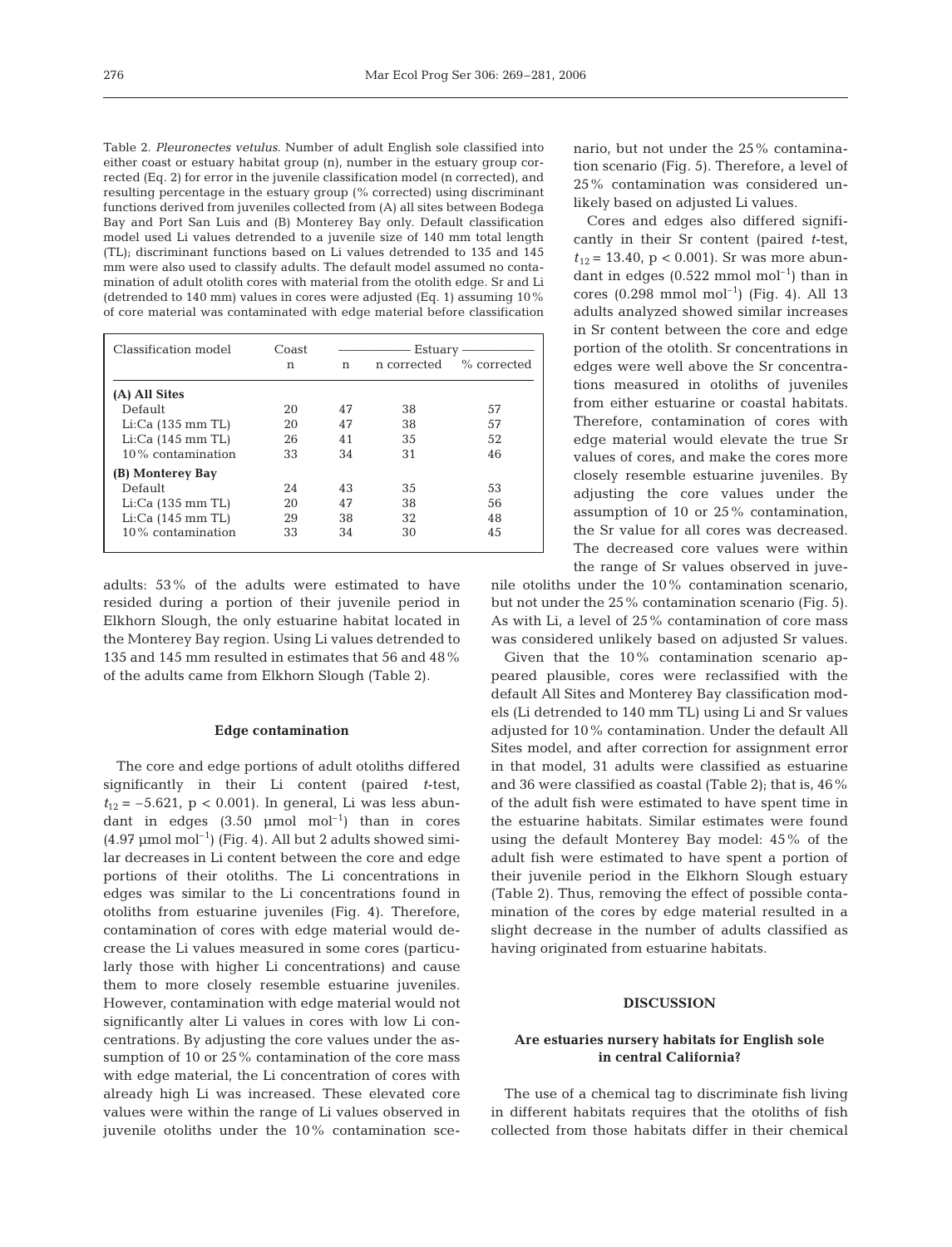Table 2. *Pleuronectes vetulus*. Number of adult English sole classified into either coast or estuary habitat group (n), number in the estuary group corrected (Eq. 2) for error in the juvenile classification model (n corrected), and resulting percentage in the estuary group (% corrected) using discriminant functions derived from juveniles collected from (A) all sites between Bodega Bay and Port San Luis and (B) Monterey Bay only. Default classification model used Li values detrended to a juvenile size of 140 mm total length (TL); discriminant functions based on Li values detrended to 135 and 145 mm were also used to classify adults. The default model assumed no contamination of adult otolith cores with material from the otolith edge. Sr and Li (detrended to 140 mm) values in cores were adjusted (Eq. 1) assuming 10% of core material was contaminated with edge material before classification

| Classification model | Coast | Estuary | | |
|---|---|---|---|---|
| | n | n | n corrected | % corrected |
| **(A) All Sites** | | | | |
| Default | 20 | 47 | 38 | 57 |
| Li:Ca (135 mm TL) | 20 | 47 | 38 | 57 |
| Li:Ca (145 mm TL) | 26 | 41 | 35 | 52 |
| 10% contamination | 33 | 34 | 31 | 46 |
| **(B) Monterey Bay** | | | | |
| Default | 24 | 43 | 35 | 53 |
| Li:Ca (135 mm TL) | 20 | 47 | 38 | 56 |
| Li:Ca (145 mm TL) | 29 | 38 | 32 | 48 |
| 10% contamination | 33 | 34 | 30 | 45 |

adults: 53% of the adults were estimated to have resided during a portion of their juvenile period in Elkhorn Slough, the only estuarine habitat located in the Monterey Bay region. Using Li values detrended to 135 and 145 mm resulted in estimates that 56 and 48% of the adults came from Elkhorn Slough (Table 2).

### Edge contamination

The core and edge portions of adult otoliths differed significantly in their Li content (paired *t*-test, $t_{12} = -5.621$, $p < 0.001$). In general, Li was less abundant in edges (3.50 µmol $mol^{-1}$) than in cores (4.97 µmol $mol^{-1}$) (Fig. 4). All but 2 adults showed similar decreases in Li content between the core and edge portions of their otoliths. The Li concentrations in edges was similar to the Li concentrations found in otoliths from estuarine juveniles (Fig. 4). Therefore, contamination of cores with edge material would decrease the Li values measured in some cores (particularly those with higher Li concentrations) and cause them to more closely resemble estuarine juveniles. However, contamination with edge material would not significantly alter Li values in cores with low Li concentrations. By adjusting the core values under the assumption of 10 or 25% contamination of the core mass with edge material, the Li concentration of cores with already high Li was increased. These elevated core values were within the range of Li values observed in juvenile otoliths under the 10% contamination scenario, but not under the 25% contamination scenario (Fig. 5). Therefore, a level of 25% contamination was considered unlikely based on adjusted Li values.

Cores and edges also differed significantly in their Sr content (paired *t*-test, $t_{12} = 13.40$, $p < 0.001$). Sr was more abundant in edges (0.522 mmol $mol^{-1}$) than in cores (0.298 mmol $mol^{-1}$) (Fig. 4). All 13 adults analyzed showed similar increases in Sr content between the core and edge portion of the otolith. Sr concentrations in edges were well above the Sr concentrations measured in otoliths of juveniles from either estuarine or coastal habitats. Therefore, contamination of cores with edge material would elevate the true Sr values of cores, and make the cores more closely resemble estuarine juveniles. By adjusting the core values under the assumption of 10 or 25% contamination, the Sr value for all cores was decreased. The decreased core values were within the range of Sr values observed in juvenile otoliths under the 10% contamination scenario, but not under the 25% contamination scenario (Fig. 5). As with Li, a level of 25% contamination of core mass was considered unlikely based on adjusted Sr values.

Given that the 10% contamination scenario appeared plausible, cores were reclassified with the default All Sites and Monterey Bay classification models (Li detrended to 140 mm TL) using Li and Sr values adjusted for 10% contamination. Under the default All Sites model, and after correction for assignment error in that model, 31 adults were classified as estuarine and 36 were classified as coastal (Table 2); that is, 46% of the adult fish were estimated to have spent time in the estuarine habitats. Similar estimates were found using the default Monterey Bay model: 45% of the adult fish were estimated to have spent a portion of their juvenile period in the Elkhorn Slough estuary (Table 2). Thus, removing the effect of possible contamination of the cores by edge material resulted in a slight decrease in the number of adults classified as having originated from estuarine habitats.

## DISCUSSION

### Are estuaries nursery habitats for English sole in central California?

The use of a chemical tag to discriminate fish living in different habitats requires that the otoliths of fish collected from those habitats differ in their chemical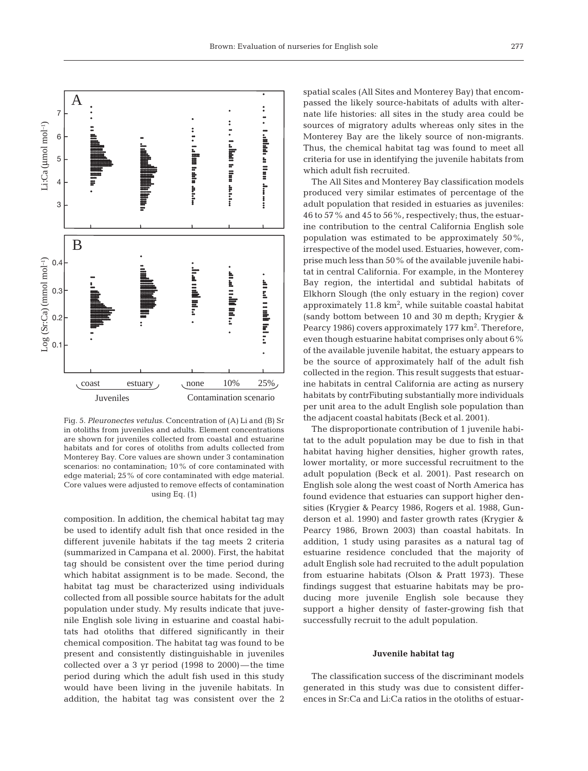Fig. 5. *Pleuronectes vetulus.* Concentration of (A) Li and (B) Sr in otoliths from juveniles and adults. Element concentrations are shown for juveniles collected from coastal and estuarine habitats and for cores of otoliths from adults collected from Monterey Bay. Core values are shown under 3 contamination scenarios: no contamination; 10% of core contaminated with edge material; 25% of core contaminated with edge material. Core values were adjusted to remove effects of contamination using Eq. (1)

composition. In addition, the chemical habitat tag may be used to identify adult fish that once resided in the different juvenile habitats if the tag meets 2 criteria (summarized in Campana et al. 2000). First, the habitat tag should be consistent over the time period during which habitat assignment is to be made. Second, the habitat tag must be characterized using individuals collected from all possible source habitats for the adult population under study. My results indicate that juvenile English sole living in estuarine and coastal habitats had otoliths that differed significantly in their chemical composition. The habitat tag was found to be present and consistently distinguishable in juveniles collected over a 3 yr period (1998 to 2000) — the time period during which the adult fish used in this study would have been living in the juvenile habitats. In addition, the habitat tag was consistent over the 2 spatial scales (All Sites and Monterey Bay) that encompassed the likely source-habitats of adults with alternate life histories: all sites in the study area could be sources of migratory adults whereas only sites in the Monterey Bay are the likely source of non-migrants. Thus, the chemical habitat tag was found to meet all criteria for use in identifying the juvenile habitats from which adult fish recruited.

The All Sites and Monterey Bay classification models produced very similar estimates of percentage of the adult population that resided in estuaries as juveniles: 46 to 57% and 45 to 56%, respectively; thus, the estuarine contribution to the central California English sole population was estimated to be approximately 50%, irrespective of the model used. Estuaries, however, comprise much less than 50% of the available juvenile habitat in central California. For example, in the Monterey Bay region, the intertidal and subtidal habitats of Elkhorn Slough (the only estuary in the region) cover approximately 11.8 $km^2$, while suitable coastal habitat (sandy bottom between 10 and 30 m depth; Krygier & Pearcy 1986) covers approximately 177 $km^2$. Therefore, even though estuarine habitat comprises only about 6% of the available juvenile habitat, the estuary appears to be the source of approximately half of the adult fish collected in the region. This result suggests that estuarine habitats in central California are acting as nursery habitats by contrFibuting substantially more individuals per unit area to the adult English sole population than the adjacent coastal habitats (Beck et al. 2001).

The disproportionate contribution of 1 juvenile habitat to the adult population may be due to fish in that habitat having higher densities, higher growth rates, lower mortality, or more successful recruitment to the adult population (Beck et al. 2001). Past research on English sole along the west coast of North America has found evidence that estuaries can support higher densities (Krygier & Pearcy 1986, Rogers et al. 1988, Gunderson et al. 1990) and faster growth rates (Krygier & Pearcy 1986, Brown 2003) than coastal habitats. In addition, 1 study using parasites as a natural tag of estuarine residence concluded that the majority of adult English sole had recruited to the adult population from estuarine habitats (Olson & Pratt 1973). These findings suggest that estuarine habitats may be producing more juvenile English sole because they support a higher density of faster-growing fish that successfully recruit to the adult population.

### Juvenile habitat tag

The classification success of the discriminant models generated in this study was due to consistent differences in Sr:Ca and Li:Ca ratios in the otoliths of estuar-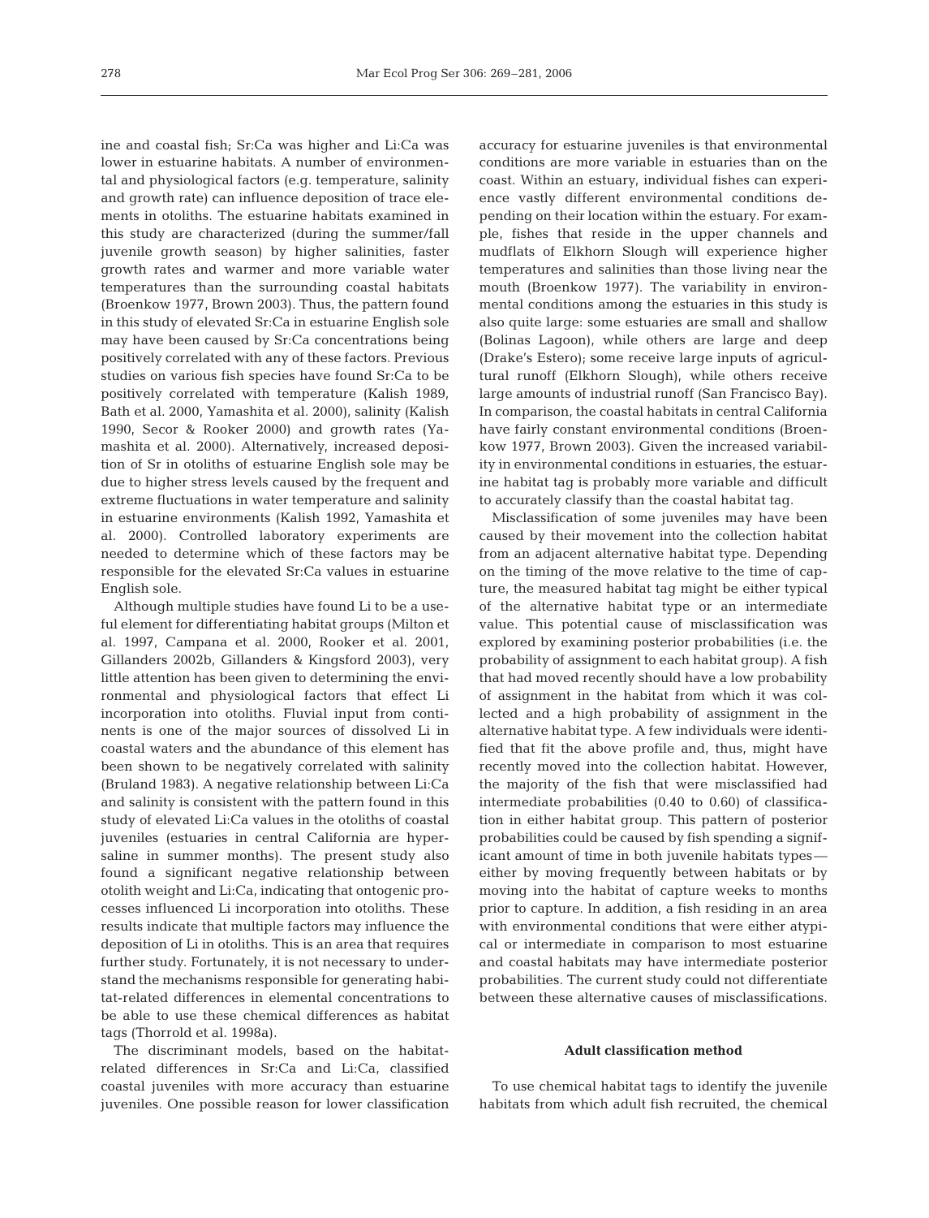ine and coastal fish; Sr:Ca was higher and Li:Ca was lower in estuarine habitats. A number of environmental and physiological factors (e.g. temperature, salinity and growth rate) can influence deposition of trace elements in otoliths. The estuarine habitats examined in this study are characterized (during the summer/fall juvenile growth season) by higher salinities, faster growth rates and warmer and more variable water temperatures than the surrounding coastal habitats (Broenkow 1977, Brown 2003). Thus, the pattern found in this study of elevated Sr:Ca in estuarine English sole may have been caused by Sr:Ca concentrations being positively correlated with any of these factors. Previous studies on various fish species have found Sr:Ca to be positively correlated with temperature (Kalish 1989, Bath et al. 2000, Yamashita et al. 2000), salinity (Kalish 1990, Secor & Rooker 2000) and growth rates (Yamashita et al. 2000). Alternatively, increased deposition of Sr in otoliths of estuarine English sole may be due to higher stress levels caused by the frequent and extreme fluctuations in water temperature and salinity in estuarine environments (Kalish 1992, Yamashita et al. 2000). Controlled laboratory experiments are needed to determine which of these factors may be responsible for the elevated Sr:Ca values in estuarine English sole.

Although multiple studies have found Li to be a useful element for differentiating habitat groups (Milton et al. 1997, Campana et al. 2000, Rooker et al. 2001, Gillanders 2002b, Gillanders & Kingsford 2003), very little attention has been given to determining the environmental and physiological factors that effect Li incorporation into otoliths. Fluvial input from continents is one of the major sources of dissolved Li in coastal waters and the abundance of this element has been shown to be negatively correlated with salinity (Bruland 1983). A negative relationship between Li:Ca and salinity is consistent with the pattern found in this study of elevated Li:Ca values in the otoliths of coastal juveniles (estuaries in central California are hypersaline in summer months). The present study also found a significant negative relationship between otolith weight and Li:Ca, indicating that ontogenic processes influenced Li incorporation into otoliths. These results indicate that multiple factors may influence the deposition of Li in otoliths. This is an area that requires further study. Fortunately, it is not necessary to understand the mechanisms responsible for generating habitat-related differences in elemental concentrations to be able to use these chemical differences as habitat tags (Thorrold et al. 1998a).

The discriminant models, based on the habitat-related differences in Sr:Ca and Li:Ca, classified coastal juveniles with more accuracy than estuarine juveniles. One possible reason for lower classification accuracy for estuarine juveniles is that environmental conditions are more variable in estuaries than on the coast. Within an estuary, individual fishes can experience vastly different environmental conditions depending on their location within the estuary. For example, fishes that reside in the upper channels and mudflats of Elkhorn Slough will experience higher temperatures and salinities than those living near the mouth (Broenkow 1977). The variability in environmental conditions among the estuaries in this study is also quite large: some estuaries are small and shallow (Bolinas Lagoon), while others are large and deep (Drake's Estero); some receive large inputs of agricultural runoff (Elkhorn Slough), while others receive large amounts of industrial runoff (San Francisco Bay). In comparison, the coastal habitats in central California have fairly constant environmental conditions (Broenkow 1977, Brown 2003). Given the increased variability in environmental conditions in estuaries, the estuarine habitat tag is probably more variable and difficult to accurately classify than the coastal habitat tag.

Misclassification of some juveniles may have been caused by their movement into the collection habitat from an adjacent alternative habitat type. Depending on the timing of the move relative to the time of capture, the measured habitat tag might be either typical of the alternative habitat type or an intermediate value. This potential cause of misclassification was explored by examining posterior probabilities (i.e. the probability of assignment to each habitat group). A fish that had moved recently should have a low probability of assignment in the habitat from which it was collected and a high probability of assignment in the alternative habitat type. A few individuals were identified that fit the above profile and, thus, might have recently moved into the collection habitat. However, the majority of the fish that were misclassified had intermediate probabilities (0.40 to 0.60) of classification in either habitat group. This pattern of posterior probabilities could be caused by fish spending a significant amount of time in both juvenile habitats types—either by moving frequently between habitats or by moving into the habitat of capture weeks to months prior to capture. In addition, a fish residing in an area with environmental conditions that were either atypical or intermediate in comparison to most estuarine and coastal habitats may have intermediate posterior probabilities. The current study could not differentiate between these alternative causes of misclassifications.

### Adult classification method

To use chemical habitat tags to identify the juvenile habitats from which adult fish recruited, the chemical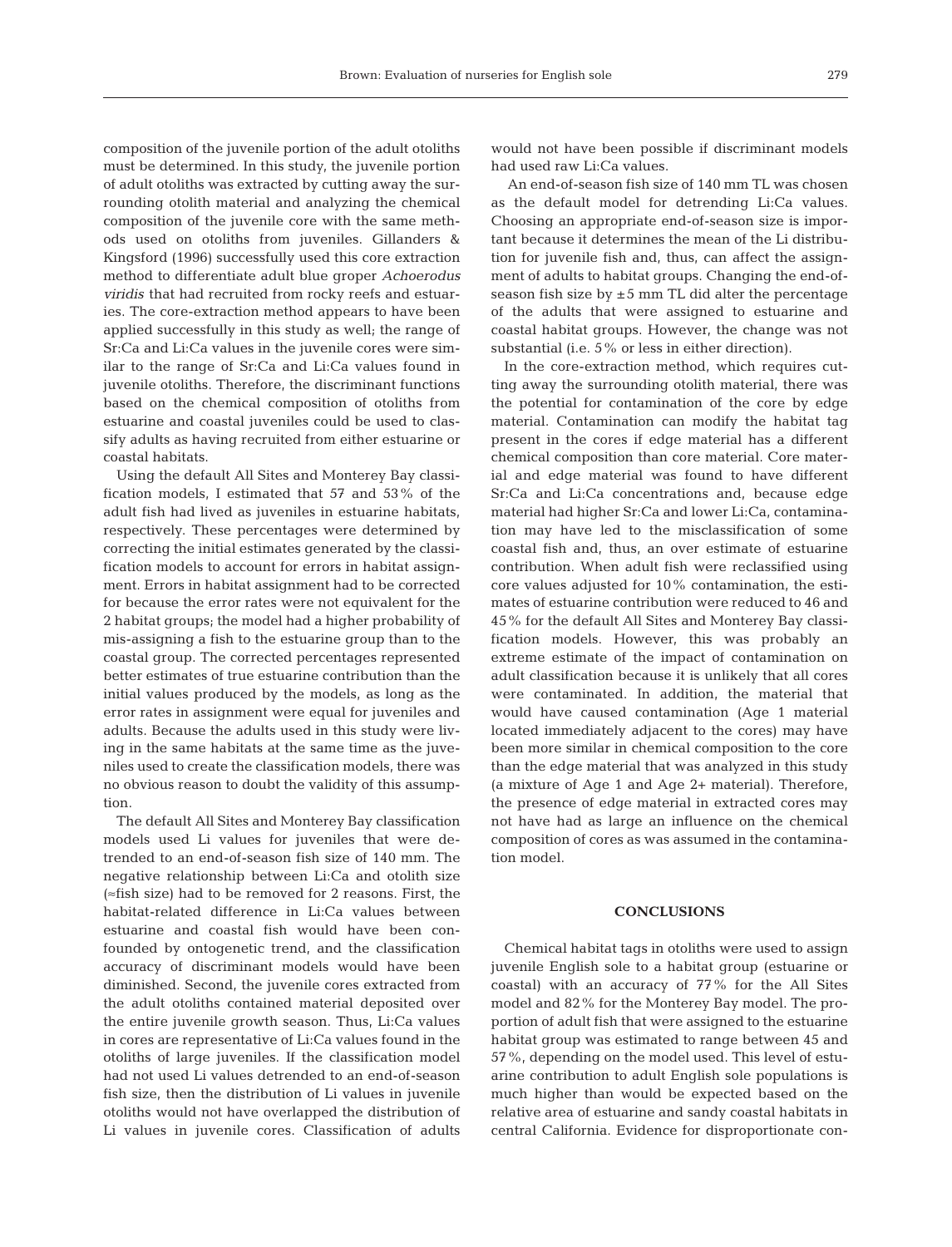composition of the juvenile portion of the adult otoliths must be determined. In this study, the juvenile portion of adult otoliths was extracted by cutting away the surrounding otolith material and analyzing the chemical composition of the juvenile core with the same methods used on otoliths from juveniles. Gillanders & Kingsford (1996) successfully used this core extraction method to differentiate adult blue groper *Achoerodus viridis* that had recruited from rocky reefs and estuaries. The core-extraction method appears to have been applied successfully in this study as well; the range of Sr:Ca and Li:Ca values in the juvenile cores were similar to the range of Sr:Ca and Li:Ca values found in juvenile otoliths. Therefore, the discriminant functions based on the chemical composition of otoliths from estuarine and coastal juveniles could be used to classify adults as having recruited from either estuarine or coastal habitats.

Using the default All Sites and Monterey Bay classification models, I estimated that 57 and 53% of the adult fish had lived as juveniles in estuarine habitats, respectively. These percentages were determined by correcting the initial estimates generated by the classification models to account for errors in habitat assignment. Errors in habitat assignment had to be corrected for because the error rates were not equivalent for the 2 habitat groups; the model had a higher probability of mis-assigning a fish to the estuarine group than to the coastal group. The corrected percentages represented better estimates of true estuarine contribution than the initial values produced by the models, as long as the error rates in assignment were equal for juveniles and adults. Because the adults used in this study were living in the same habitats at the same time as the juveniles used to create the classification models, there was no obvious reason to doubt the validity of this assumption.

The default All Sites and Monterey Bay classification models used Li values for juveniles that were detrended to an end-of-season fish size of 140 mm. The negative relationship between Li:Ca and otolith size (≈fish size) had to be removed for 2 reasons. First, the habitat-related difference in Li:Ca values between estuarine and coastal fish would have been confounded by ontogenetic trend, and the classification accuracy of discriminant models would have been diminished. Second, the juvenile cores extracted from the adult otoliths contained material deposited over the entire juvenile growth season. Thus, Li:Ca values in cores are representative of Li:Ca values found in the otoliths of large juveniles. If the classification model had not used Li values detrended to an end-of-season fish size, then the distribution of Li values in juvenile otoliths would not have overlapped the distribution of Li values in juvenile cores. Classification of adults would not have been possible if discriminant models had used raw Li:Ca values.

An end-of-season fish size of 140 mm TL was chosen as the default model for detrending Li:Ca values. Choosing an appropriate end-of-season size is important because it determines the mean of the Li distribution for juvenile fish and, thus, can affect the assignment of adults to habitat groups. Changing the end-of-season fish size by ±5 mm TL did alter the percentage of the adults that were assigned to estuarine and coastal habitat groups. However, the change was not substantial (i.e. 5% or less in either direction).

In the core-extraction method, which requires cutting away the surrounding otolith material, there was the potential for contamination of the core by edge material. Contamination can modify the habitat tag present in the cores if edge material has a different chemical composition than core material. Core material and edge material was found to have different Sr:Ca and Li:Ca concentrations and, because edge material had higher Sr:Ca and lower Li:Ca, contamination may have led to the misclassification of some coastal fish and, thus, an over estimate of estuarine contribution. When adult fish were reclassified using core values adjusted for 10% contamination, the estimates of estuarine contribution were reduced to 46 and 45% for the default All Sites and Monterey Bay classification models. However, this was probably an extreme estimate of the impact of contamination on adult classification because it is unlikely that all cores were contaminated. In addition, the material that would have caused contamination (Age 1 material located immediately adjacent to the cores) may have been more similar in chemical composition to the core than the edge material that was analyzed in this study (a mixture of Age 1 and Age 2+ material). Therefore, the presence of edge material in extracted cores may not have had as large an influence on the chemical composition of cores as was assumed in the contamination model.

## CONCLUSIONS

Chemical habitat tags in otoliths were used to assign juvenile English sole to a habitat group (estuarine or coastal) with an accuracy of 77% for the All Sites model and 82% for the Monterey Bay model. The proportion of adult fish that were assigned to the estuarine habitat group was estimated to range between 45 and 57%, depending on the model used. This level of estuarine contribution to adult English sole populations is much higher than would be expected based on the relative area of estuarine and sandy coastal habitats in central California. Evidence for disproportionate con-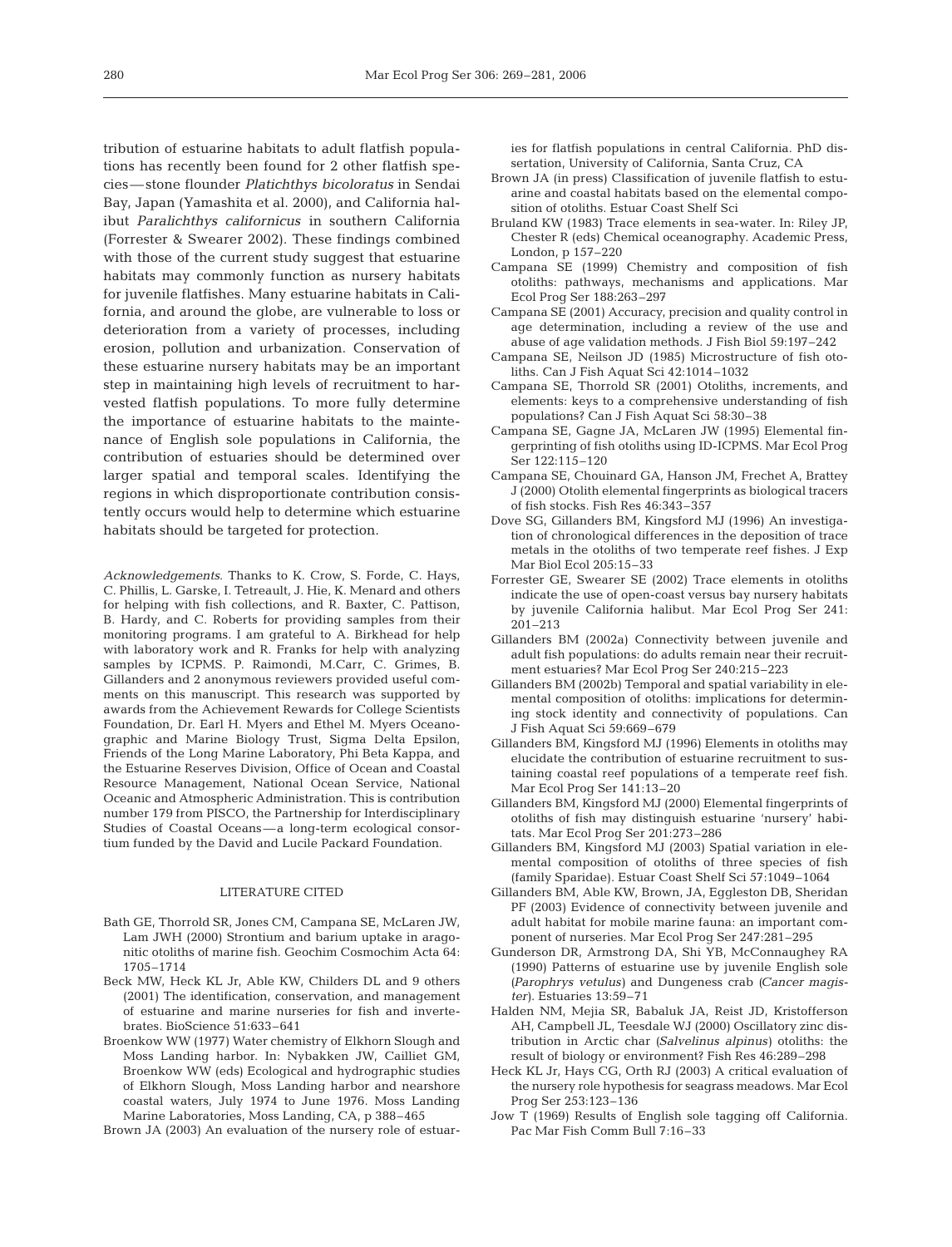tribution of estuarine habitats to adult flatfish populations has recently been found for 2 other flatfish species — stone flounder *Platichthys bicoloratus* in Sendai Bay, Japan (Yamashita et al. 2000), and California halibut *Paralichthys californicus* in southern California (Forrester & Swearer 2002). These findings combined with those of the current study suggest that estuarine habitats may commonly function as nursery habitats for juvenile flatfishes. Many estuarine habitats in California, and around the globe, are vulnerable to loss or deterioration from a variety of processes, including erosion, pollution and urbanization. Conservation of these estuarine nursery habitats may be an important step in maintaining high levels of recruitment to harvested flatfish populations. To more fully determine the importance of estuarine habitats to the maintenance of English sole populations in California, the contribution of estuaries should be determined over larger spatial and temporal scales. Identifying the regions in which disproportionate contribution consistently occurs would help to determine which estuarine habitats should be targeted for protection.

*Acknowledgements.* Thanks to K. Crow, S. Forde, C. Hays, C. Phillis, L. Garske, I. Tetreault, J. Hie, K. Menard and others for helping with fish collections, and R. Baxter, C. Pattison, B. Hardy, and C. Roberts for providing samples from their monitoring programs. I am grateful to A. Birkhead for help with laboratory work and R. Franks for help with analyzing samples by ICPMS. P. Raimondi, M.Carr, C. Grimes, B. Gillanders and 2 anonymous reviewers provided useful comments on this manuscript. This research was supported by awards from the Achievement Rewards for College Scientists Foundation, Dr. Earl H. Myers and Ethel M. Myers Oceanographic and Marine Biology Trust, Sigma Delta Epsilon, Friends of the Long Marine Laboratory, Phi Beta Kappa, and the Estuarine Reserves Division, Office of Ocean and Coastal Resource Management, National Ocean Service, National Oceanic and Atmospheric Administration. This is contribution number 179 from PISCO, the Partnership for Interdisciplinary Studies of Coastal Oceans — a long-term ecological consortium funded by the David and Lucile Packard Foundation.

## LITERATURE CITED

Bath GE, Thorrold SR, Jones CM, Campana SE, McLaren JW, Lam JWH (2000) Strontium and barium uptake in aragonitic otoliths of marine fish. Geochim Cosmochim Acta 64: 1705–1714

Beck MW, Heck KL Jr, Able KW, Childers DL and 9 others (2001) The identification, conservation, and management of estuarine and marine nurseries for fish and invertebrates. BioScience 51:633–641

Broenkow WW (1977) Water chemistry of Elkhorn Slough and Moss Landing harbor. In: Nybakken JW, Cailliet GM, Broenkow WW (eds) Ecological and hydrographic studies of Elkhorn Slough, Moss Landing harbor and nearshore coastal waters, July 1974 to June 1976. Moss Landing Marine Laboratories, Moss Landing, CA, p 388–465

Brown JA (2003) An evaluation of the nursery role of estuaries for flatfish populations in central California. PhD dissertation, University of California, Santa Cruz, CA

Brown JA (in press) Classification of juvenile flatfish to estuarine and coastal habitats based on the elemental composition of otoliths. Estuar Coast Shelf Sci

Bruland KW (1983) Trace elements in sea-water. In: Riley JP, Chester R (eds) Chemical oceanography. Academic Press, London, p 157–220

Campana SE (1999) Chemistry and composition of fish otoliths: pathways, mechanisms and applications. Mar Ecol Prog Ser 188:263–297

Campana SE (2001) Accuracy, precision and quality control in age determination, including a review of the use and abuse of age validation methods. J Fish Biol 59:197–242

Campana SE, Neilson JD (1985) Microstructure of fish otoliths. Can J Fish Aquat Sci 42:1014–1032

Campana SE, Thorrold SR (2001) Otoliths, increments, and elements: keys to a comprehensive understanding of fish populations? Can J Fish Aquat Sci 58:30–38

Campana SE, Gagne JA, McLaren JW (1995) Elemental fingerprinting of fish otoliths using ID-ICPMS. Mar Ecol Prog Ser 122:115–120

Campana SE, Chouinard GA, Hanson JM, Frechet A, Brattey J (2000) Otolith elemental fingerprints as biological tracers of fish stocks. Fish Res 46:343–357

Dove SG, Gillanders BM, Kingsford MJ (1996) An investigation of chronological differences in the deposition of trace metals in the otoliths of two temperate reef fishes. J Exp Mar Biol Ecol 205:15–33

Forrester GE, Swearer SE (2002) Trace elements in otoliths indicate the use of open-coast versus bay nursery habitats by juvenile California halibut. Mar Ecol Prog Ser 241: 201–213

Gillanders BM (2002a) Connectivity between juvenile and adult fish populations: do adults remain near their recruitment estuaries? Mar Ecol Prog Ser 240:215–223

Gillanders BM (2002b) Temporal and spatial variability in elemental composition of otoliths: implications for determining stock identity and connectivity of populations. Can J Fish Aquat Sci 59:669–679

Gillanders BM, Kingsford MJ (1996) Elements in otoliths may elucidate the contribution of estuarine recruitment to sustaining coastal reef populations of a temperate reef fish. Mar Ecol Prog Ser 141:13–20

Gillanders BM, Kingsford MJ (2000) Elemental fingerprints of otoliths of fish may distinguish estuarine 'nursery' habitats. Mar Ecol Prog Ser 201:273–286

Gillanders BM, Kingsford MJ (2003) Spatial variation in elemental composition of otoliths of three species of fish (family Sparidae). Estuar Coast Shelf Sci 57:1049–1064

Gillanders BM, Able KW, Brown, JA, Eggleston DB, Sheridan PF (2003) Evidence of connectivity between juvenile and adult habitat for mobile marine fauna: an important component of nurseries. Mar Ecol Prog Ser 247:281–295

Gunderson DR, Armstrong DA, Shi YB, McConnaughey RA (1990) Patterns of estuarine use by juvenile English sole (*Parophrys vetulus*) and Dungeness crab (*Cancer magister*). Estuaries 13:59–71

Halden NM, Mejia SR, Babaluk JA, Reist JD, Kristofferson AH, Campbell JL, Teesdale WJ (2000) Oscillatory zinc distribution in Arctic char (*Salvelinus alpinus*) otoliths: the result of biology or environment? Fish Res 46:289–298

Heck KL Jr, Hays CG, Orth RJ (2003) A critical evaluation of the nursery role hypothesis for seagrass meadows. Mar Ecol Prog Ser 253:123–136

Jow T (1969) Results of English sole tagging off California. Pac Mar Fish Comm Bull 7:16–33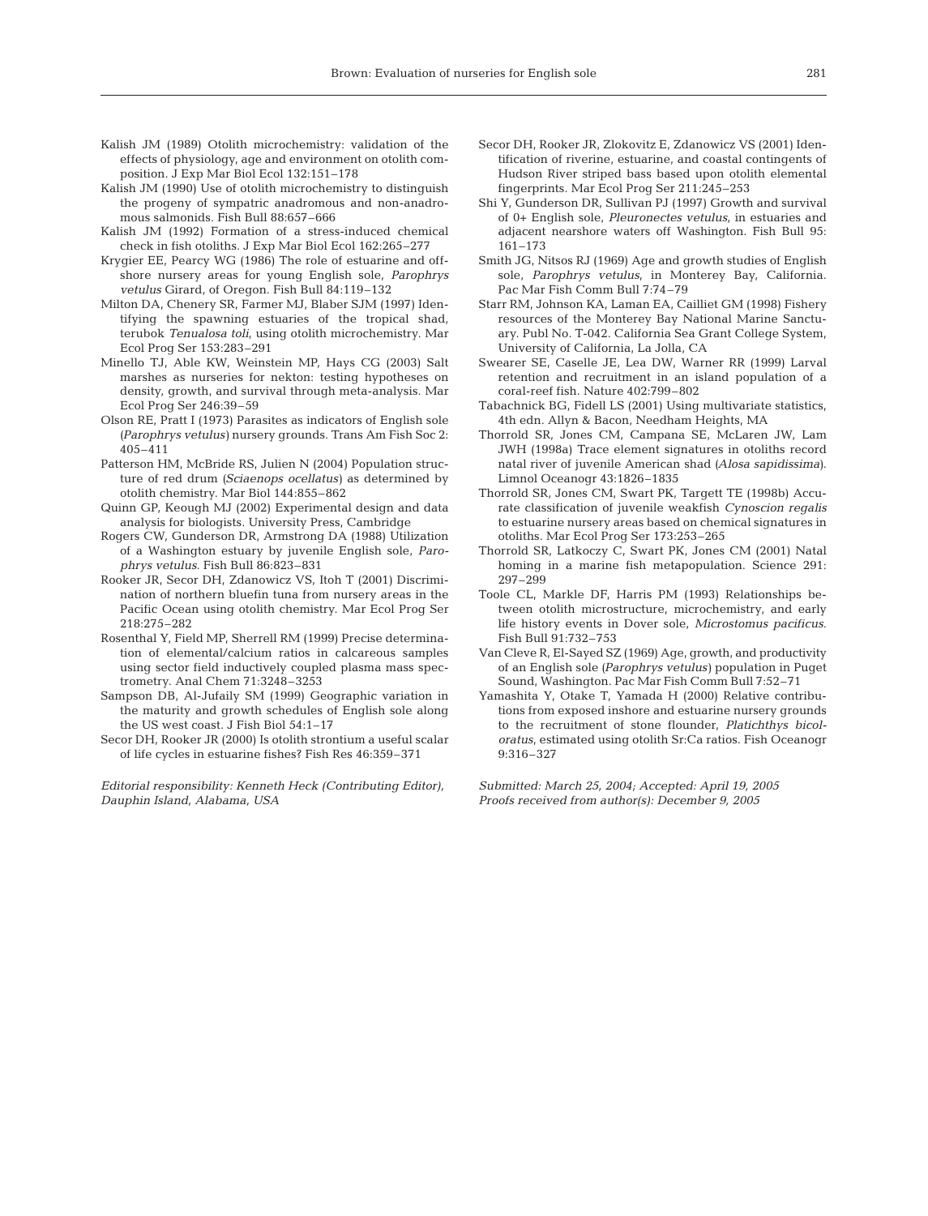Kalish JM (1989) Otolith microchemistry: validation of the effects of physiology, age and environment on otolith composition. J Exp Mar Biol Ecol 132:151–178

Kalish JM (1990) Use of otolith microchemistry to distinguish the progeny of sympatric anadromous and non-anadromous salmonids. Fish Bull 88:657–666

Kalish JM (1992) Formation of a stress-induced chemical check in fish otoliths. J Exp Mar Biol Ecol 162:265–277

Krygier EE, Pearcy WG (1986) The role of estuarine and offshore nursery areas for young English sole, *Parophrys vetulus* Girard, of Oregon. Fish Bull 84:119–132

Milton DA, Chenery SR, Farmer MJ, Blaber SJM (1997) Identifying the spawning estuaries of the tropical shad, terubok *Tenualosa toli*, using otolith microchemistry. Mar Ecol Prog Ser 153:283–291

Minello TJ, Able KW, Weinstein MP, Hays CG (2003) Salt marshes as nurseries for nekton: testing hypotheses on density, growth, and survival through meta-analysis. Mar Ecol Prog Ser 246:39–59

Olson RE, Pratt I (1973) Parasites as indicators of English sole (*Parophrys vetulus*) nursery grounds. Trans Am Fish Soc 2: 405–411

Patterson HM, McBride RS, Julien N (2004) Population structure of red drum (*Sciaenops ocellatus*) as determined by otolith chemistry. Mar Biol 144:855–862

Quinn GP, Keough MJ (2002) Experimental design and data analysis for biologists. University Press, Cambridge

Rogers CW, Gunderson DR, Armstrong DA (1988) Utilization of a Washington estuary by juvenile English sole, *Parophrys vetulus*. Fish Bull 86:823–831

Rooker JR, Secor DH, Zdanowicz VS, Itoh T (2001) Discrimination of northern bluefin tuna from nursery areas in the Pacific Ocean using otolith chemistry. Mar Ecol Prog Ser 218:275–282

Rosenthal Y, Field MP, Sherrell RM (1999) Precise determination of elemental/calcium ratios in calcareous samples using sector field inductively coupled plasma mass spectrometry. Anal Chem 71:3248–3253

Sampson DB, Al-Jufaily SM (1999) Geographic variation in the maturity and growth schedules of English sole along the US west coast. J Fish Biol 54:1–17

Secor DH, Rooker JR (2000) Is otolith strontium a useful scalar of life cycles in estuarine fishes? Fish Res 46:359–371

Secor DH, Rooker JR, Zlokovitz E, Zdanowicz VS (2001) Identification of riverine, estuarine, and coastal contingents of Hudson River striped bass based upon otolith elemental fingerprints. Mar Ecol Prog Ser 211:245–253

Shi Y, Gunderson DR, Sullivan PJ (1997) Growth and survival of 0+ English sole, *Pleuronectes vetulus*, in estuaries and adjacent nearshore waters off Washington. Fish Bull 95: 161–173

Smith JG, Nitsos RJ (1969) Age and growth studies of English sole, *Parophrys vetulus*, in Monterey Bay, California. Pac Mar Fish Comm Bull 7:74–79

Starr RM, Johnson KA, Laman EA, Cailliet GM (1998) Fishery resources of the Monterey Bay National Marine Sanctuary. Publ No. T-042. California Sea Grant College System, University of California, La Jolla, CA

Swearer SE, Caselle JE, Lea DW, Warner RR (1999) Larval retention and recruitment in an island population of a coral-reef fish. Nature 402:799–802

Tabachnick BG, Fidell LS (2001) Using multivariate statistics, 4th edn. Allyn & Bacon, Needham Heights, MA

Thorrold SR, Jones CM, Campana SE, McLaren JW, Lam JWH (1998a) Trace element signatures in otoliths record natal river of juvenile American shad (*Alosa sapidissima*). Limnol Oceanogr 43:1826–1835

Thorrold SR, Jones CM, Swart PK, Targett TE (1998b) Accurate classification of juvenile weakfish *Cynoscion regalis* to estuarine nursery areas based on chemical signatures in otoliths. Mar Ecol Prog Ser 173:253–265

Thorrold SR, Latkoczy C, Swart PK, Jones CM (2001) Natal homing in a marine fish metapopulation. Science 291: 297–299

Toole CL, Markle DF, Harris PM (1993) Relationships between otolith microstructure, microchemistry, and early life history events in Dover sole, *Microstomus pacificus*. Fish Bull 91:732–753

Van Cleve R, El-Sayed SZ (1969) Age, growth, and productivity of an English sole (*Parophrys vetulus*) population in Puget Sound, Washington. Pac Mar Fish Comm Bull 7:52–71

Yamashita Y, Otake T, Yamada H (2000) Relative contributions from exposed inshore and estuarine nursery grounds to the recruitment of stone flounder, *Platichthys bicoloratus*, estimated using otolith Sr:Ca ratios. Fish Oceanogr 9:316–327

*Editorial responsibility: Kenneth Heck (Contributing Editor), Dauphin Island, Alabama, USA*

*Submitted: March 25, 2004; Accepted: April 19, 2005*
*Proofs received from author(s): December 9, 2005*